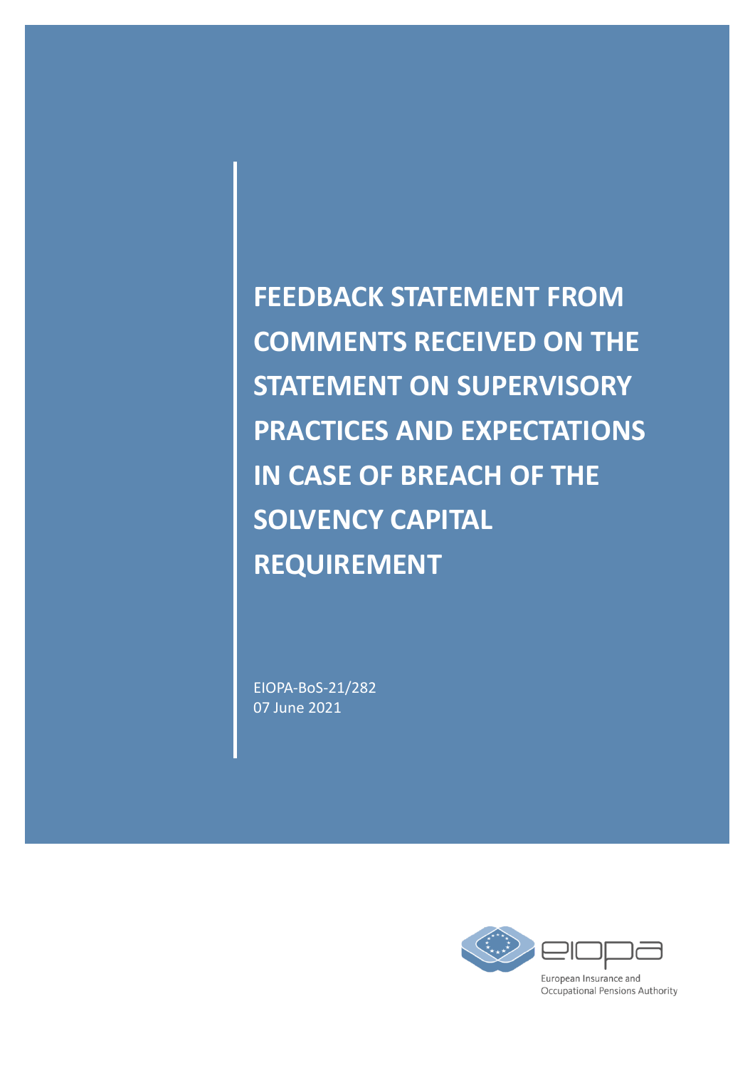# FEEDBACK STATEMENT FROM COMMENTS RECEIVED ON THE STATEMENT ON SUPERVISORY PRACTICES AND EXPECTATIONS IN CASE OF BREACH OF THE SOLVENCY CAPITAL REQUIREMENT

EIOPA-BoS-21/282
07 June 2021

European Insurance and Occupational Pensions Authority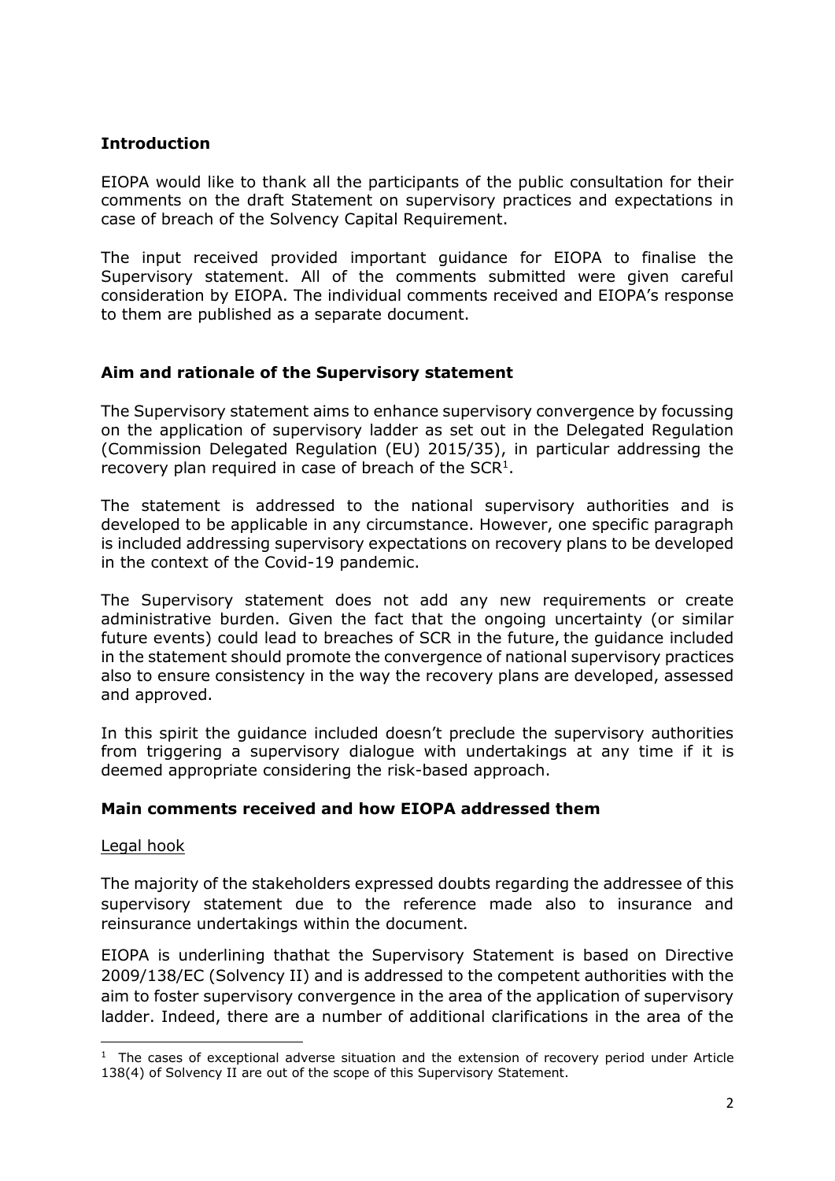## Introduction

EIOPA would like to thank all the participants of the public consultation for their comments on the draft Statement on supervisory practices and expectations in case of breach of the Solvency Capital Requirement.

The input received provided important guidance for EIOPA to finalise the Supervisory statement. All of the comments submitted were given careful consideration by EIOPA. The individual comments received and EIOPA's response to them are published as a separate document.

## Aim and rationale of the Supervisory statement

The Supervisory statement aims to enhance supervisory convergence by focussing on the application of supervisory ladder as set out in the Delegated Regulation (Commission Delegated Regulation (EU) 2015/35), in particular addressing the recovery plan required in case of breach of the SCR[1].

The statement is addressed to the national supervisory authorities and is developed to be applicable in any circumstance. However, one specific paragraph is included addressing supervisory expectations on recovery plans to be developed in the context of the Covid-19 pandemic.

The Supervisory statement does not add any new requirements or create administrative burden. Given the fact that the ongoing uncertainty (or similar future events) could lead to breaches of SCR in the future, the guidance included in the statement should promote the convergence of national supervisory practices also to ensure consistency in the way the recovery plans are developed, assessed and approved.

In this spirit the guidance included doesn't preclude the supervisory authorities from triggering a supervisory dialogue with undertakings at any time if it is deemed appropriate considering the risk-based approach.

## Main comments received and how EIOPA addressed them

Legal hook

The majority of the stakeholders expressed doubts regarding the addressee of this supervisory statement due to the reference made also to insurance and reinsurance undertakings within the document.

EIOPA is underlining thathat the Supervisory Statement is based on Directive 2009/138/EC (Solvency II) and is addressed to the competent authorities with the aim to foster supervisory convergence in the area of the application of supervisory ladder. Indeed, there are a number of additional clarifications in the area of the

[1] The cases of exceptional adverse situation and the extension of recovery period under Article 138(4) of Solvency II are out of the scope of this Supervisory Statement.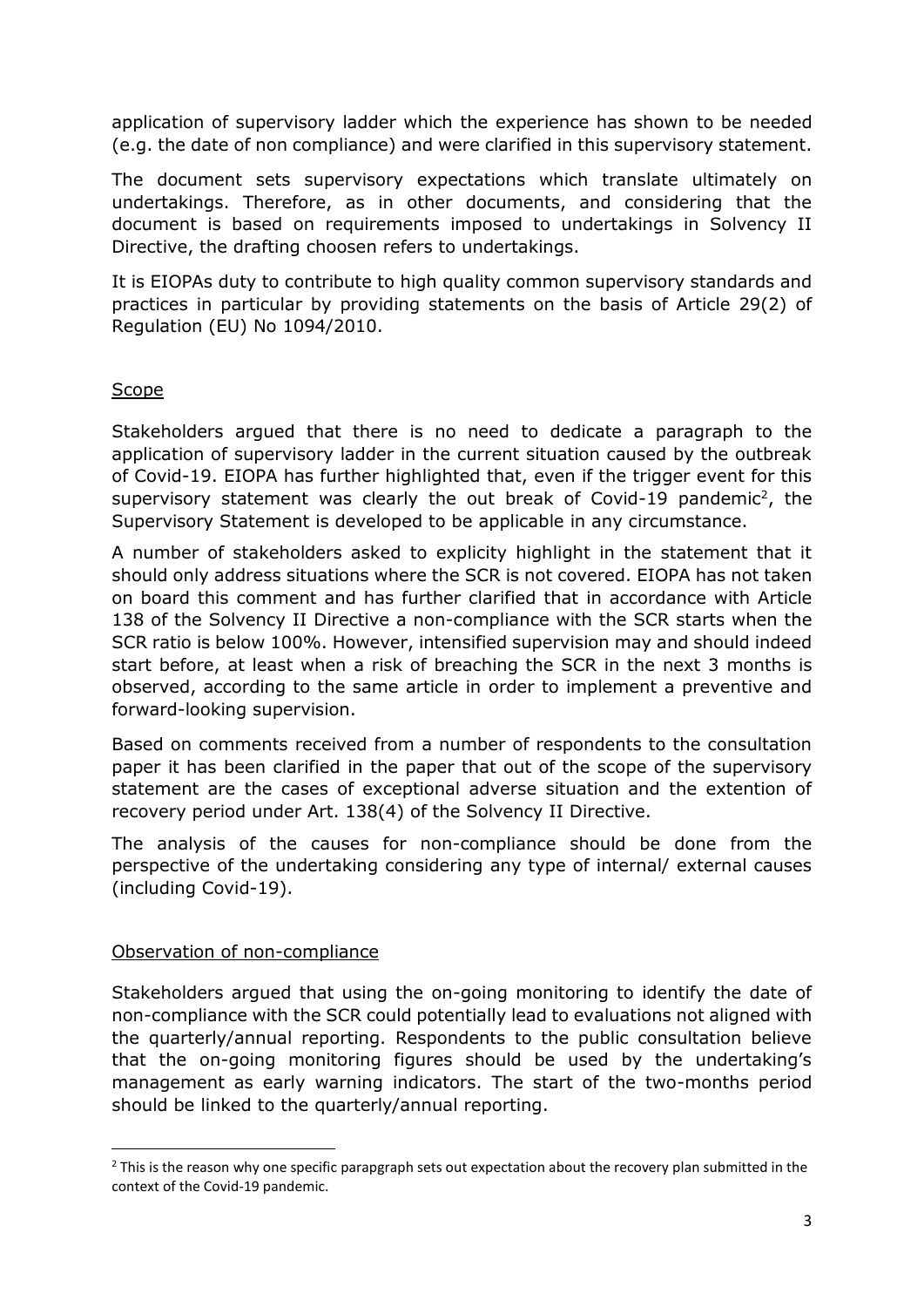application of supervisory ladder which the experience has shown to be needed (e.g. the date of non compliance) and were clarified in this supervisory statement.

The document sets supervisory expectations which translate ultimately on undertakings. Therefore, as in other documents, and considering that the document is based on requirements imposed to undertakings in Solvency II Directive, the drafting choosen refers to undertakings.

It is EIOPAs duty to contribute to high quality common supervisory standards and practices in particular by providing statements on the basis of Article 29(2) of Regulation (EU) No 1094/2010.

## Scope

Stakeholders argued that there is no need to dedicate a paragraph to the application of supervisory ladder in the current situation caused by the outbreak of Covid-19. EIOPA has further highlighted that, even if the trigger event for this supervisory statement was clearly the out break of Covid-19 pandemic[2], the Supervisory Statement is developed to be applicable in any circumstance.

A number of stakeholders asked to explicity highlight in the statement that it should only address situations where the SCR is not covered. EIOPA has not taken on board this comment and has further clarified that in accordance with Article 138 of the Solvency II Directive a non-compliance with the SCR starts when the SCR ratio is below 100%. However, intensified supervision may and should indeed start before, at least when a risk of breaching the SCR in the next 3 months is observed, according to the same article in order to implement a preventive and forward-looking supervision.

Based on comments received from a number of respondents to the consultation paper it has been clarified in the paper that out of the scope of the supervisory statement are the cases of exceptional adverse situation and the extention of recovery period under Art. 138(4) of the Solvency II Directive.

The analysis of the causes for non-compliance should be done from the perspective of the undertaking considering any type of internal/ external causes (including Covid-19).

## Observation of non-compliance

Stakeholders argued that using the on-going monitoring to identify the date of non-compliance with the SCR could potentially lead to evaluations not aligned with the quarterly/annual reporting. Respondents to the public consultation believe that the on-going monitoring figures should be used by the undertaking's management as early warning indicators. The start of the two-months period should be linked to the quarterly/annual reporting.

[2] This is the reason why one specific parapgraph sets out expectation about the recovery plan submitted in the context of the Covid-19 pandemic.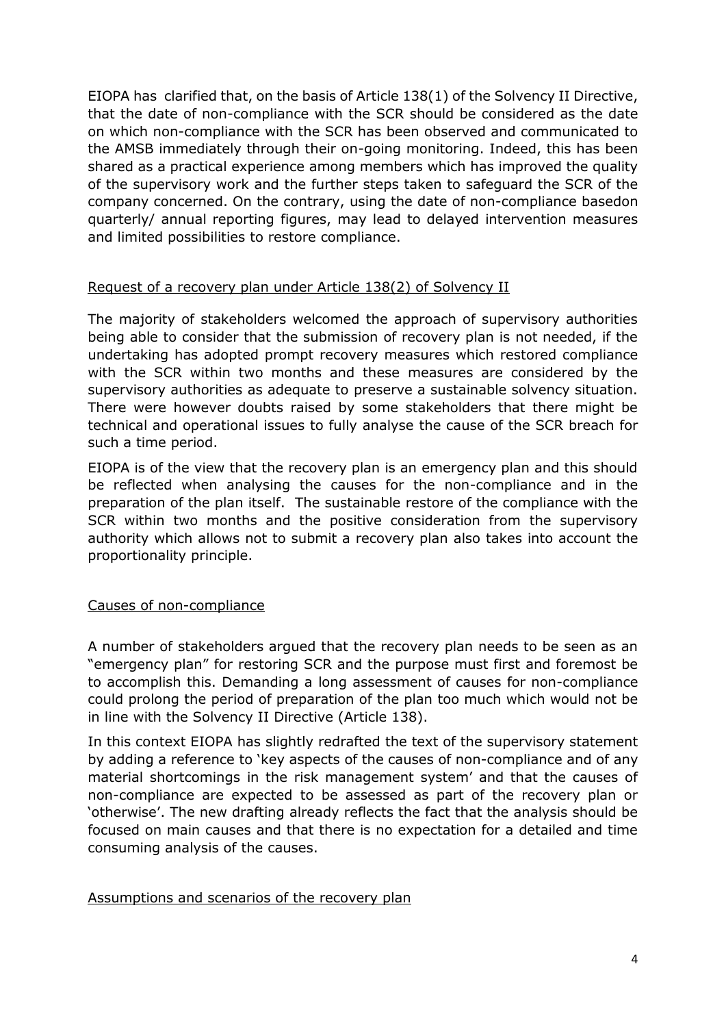EIOPA has clarified that, on the basis of Article 138(1) of the Solvency II Directive, that the date of non-compliance with the SCR should be considered as the date on which non-compliance with the SCR has been observed and communicated to the AMSB immediately through their on-going monitoring. Indeed, this has been shared as a practical experience among members which has improved the quality of the supervisory work and the further steps taken to safeguard the SCR of the company concerned. On the contrary, using the date of non-compliance basedon quarterly/ annual reporting figures, may lead to delayed intervention measures and limited possibilities to restore compliance.

Request of a recovery plan under Article 138(2) of Solvency II

The majority of stakeholders welcomed the approach of supervisory authorities being able to consider that the submission of recovery plan is not needed, if the undertaking has adopted prompt recovery measures which restored compliance with the SCR within two months and these measures are considered by the supervisory authorities as adequate to preserve a sustainable solvency situation. There were however doubts raised by some stakeholders that there might be technical and operational issues to fully analyse the cause of the SCR breach for such a time period.

EIOPA is of the view that the recovery plan is an emergency plan and this should be reflected when analysing the causes for the non-compliance and in the preparation of the plan itself. The sustainable restore of the compliance with the SCR within two months and the positive consideration from the supervisory authority which allows not to submit a recovery plan also takes into account the proportionality principle.

Causes of non-compliance

A number of stakeholders argued that the recovery plan needs to be seen as an "emergency plan" for restoring SCR and the purpose must first and foremost be to accomplish this. Demanding a long assessment of causes for non-compliance could prolong the period of preparation of the plan too much which would not be in line with the Solvency II Directive (Article 138).

In this context EIOPA has slightly redrafted the text of the supervisory statement by adding a reference to 'key aspects of the causes of non-compliance and of any material shortcomings in the risk management system' and that the causes of non-compliance are expected to be assessed as part of the recovery plan or 'otherwise'. The new drafting already reflects the fact that the analysis should be focused on main causes and that there is no expectation for a detailed and time consuming analysis of the causes.

Assumptions and scenarios of the recovery plan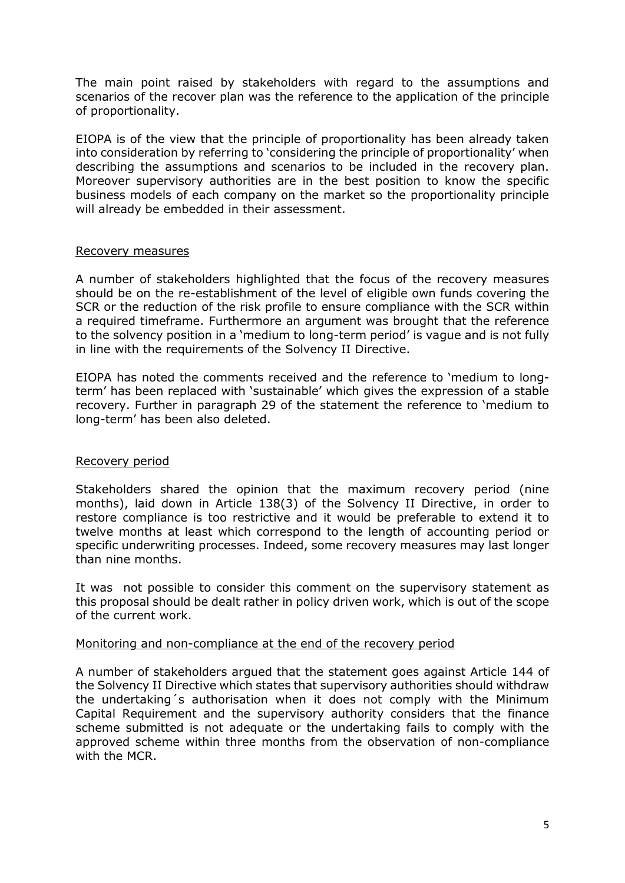The main point raised by stakeholders with regard to the assumptions and scenarios of the recover plan was the reference to the application of the principle of proportionality.

EIOPA is of the view that the principle of proportionality has been already taken into consideration by referring to 'considering the principle of proportionality' when describing the assumptions and scenarios to be included in the recovery plan. Moreover supervisory authorities are in the best position to know the specific business models of each company on the market so the proportionality principle will already be embedded in their assessment.

### Recovery measures

A number of stakeholders highlighted that the focus of the recovery measures should be on the re-establishment of the level of eligible own funds covering the SCR or the reduction of the risk profile to ensure compliance with the SCR within a required timeframe. Furthermore an argument was brought that the reference to the solvency position in a 'medium to long-term period' is vague and is not fully in line with the requirements of the Solvency II Directive.

EIOPA has noted the comments received and the reference to 'medium to long-term' has been replaced with 'sustainable' which gives the expression of a stable recovery. Further in paragraph 29 of the statement the reference to 'medium to long-term' has been also deleted.

### Recovery period

Stakeholders shared the opinion that the maximum recovery period (nine months), laid down in Article 138(3) of the Solvency II Directive, in order to restore compliance is too restrictive and it would be preferable to extend it to twelve months at least which correspond to the length of accounting period or specific underwriting processes. Indeed, some recovery measures may last longer than nine months.

It was not possible to consider this comment on the supervisory statement as this proposal should be dealt rather in policy driven work, which is out of the scope of the current work.

### Monitoring and non-compliance at the end of the recovery period

A number of stakeholders argued that the statement goes against Article 144 of the Solvency II Directive which states that supervisory authorities should withdraw the undertaking´s authorisation when it does not comply with the Minimum Capital Requirement and the supervisory authority considers that the finance scheme submitted is not adequate or the undertaking fails to comply with the approved scheme within three months from the observation of non-compliance with the MCR.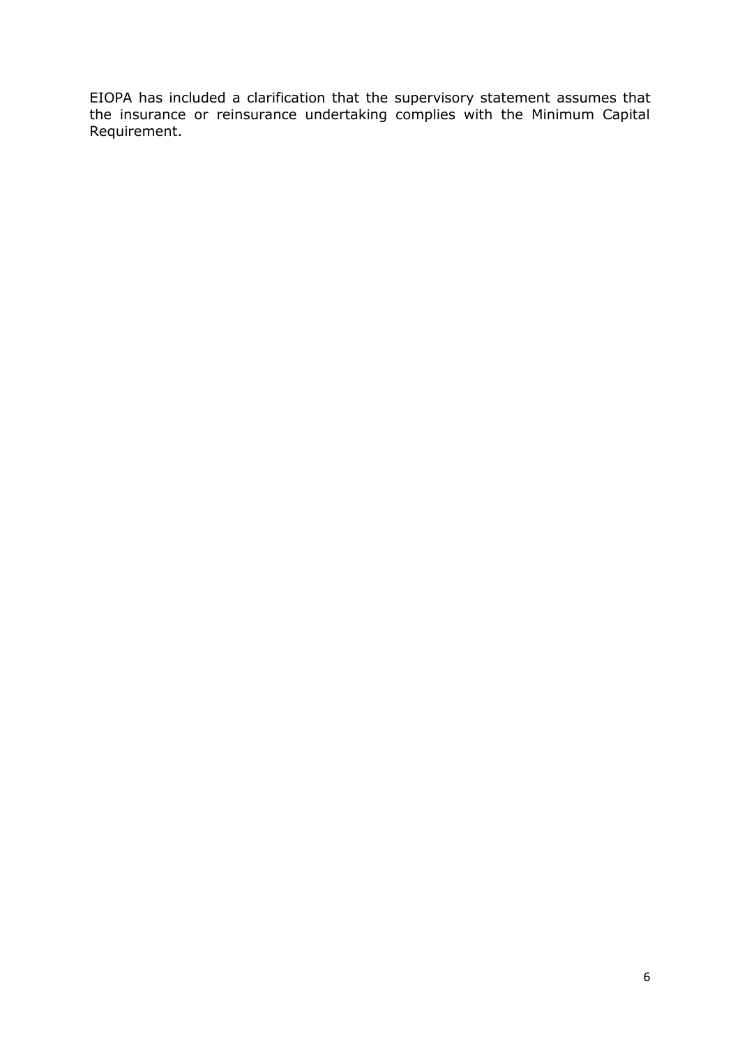EIOPA has included a clarification that the supervisory statement assumes that the insurance or reinsurance undertaking complies with the Minimum Capital Requirement.